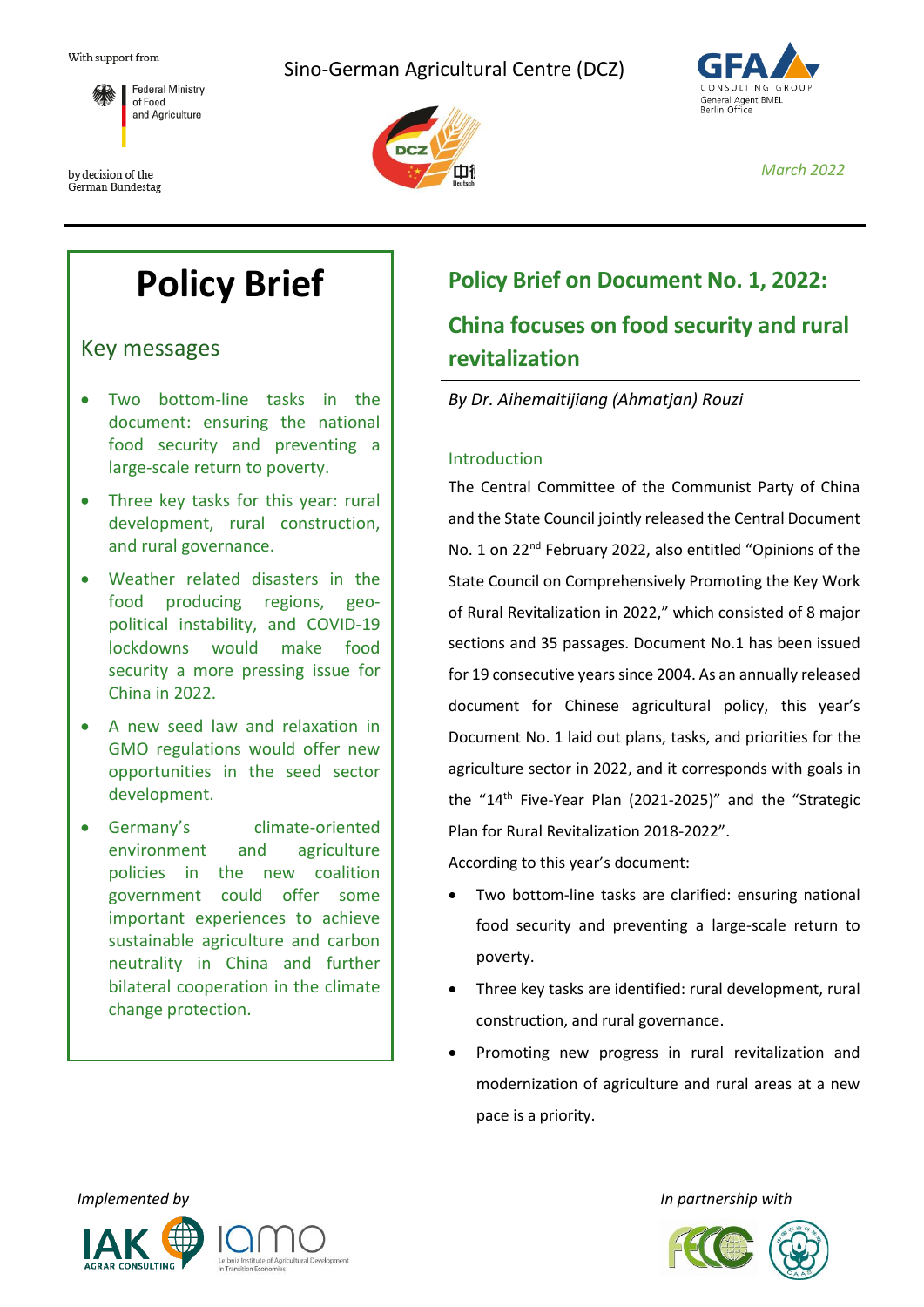With support from

Federal Ministry of Food and Agriculture

by decision of the German Bundestag

Sino-German Agricultural Centre (DCZ)

GFA Consulting Group
General Agent BMEL
Berlin Office

*March 2022*

# Policy Brief

## Key messages

- Two bottom-line tasks in the document: ensuring the national food security and preventing a large-scale return to poverty.
- Three key tasks for this year: rural development, rural construction, and rural governance.
- Weather related disasters in the food producing regions, geo-political instability, and COVID-19 lockdowns would make food security a more pressing issue for China in 2022.
- A new seed law and relaxation in GMO regulations would offer new opportunities in the seed sector development.
- Germany's climate-oriented environment and agriculture policies in the new coalition government could offer some important experiences to achieve sustainable agriculture and carbon neutrality in China and further bilateral cooperation in the climate change protection.

# Policy Brief on Document No. 1, 2022:

# China focuses on food security and rural revitalization

*By Dr. Aihemaitijiang (Ahmatjan) Rouzi*

### Introduction

The Central Committee of the Communist Party of China and the State Council jointly released the Central Document No. 1 on 22nd February 2022, also entitled "Opinions of the State Council on Comprehensively Promoting the Key Work of Rural Revitalization in 2022," which consisted of 8 major sections and 35 passages. Document No.1 has been issued for 19 consecutive years since 2004. As an annually released document for Chinese agricultural policy, this year's Document No. 1 laid out plans, tasks, and priorities for the agriculture sector in 2022, and it corresponds with goals in the "14th Five-Year Plan (2021-2025)" and the "Strategic Plan for Rural Revitalization 2018-2022".

According to this year's document:

- Two bottom-line tasks are clarified: ensuring national food security and preventing a large-scale return to poverty.
- Three key tasks are identified: rural development, rural construction, and rural governance.
- Promoting new progress in rural revitalization and modernization of agriculture and rural areas at a new pace is a priority.

*Implemented by*

IAK Agrar Consulting · IAMO Leibniz Institute of Agricultural Development in Transition Economies

*In partnership with*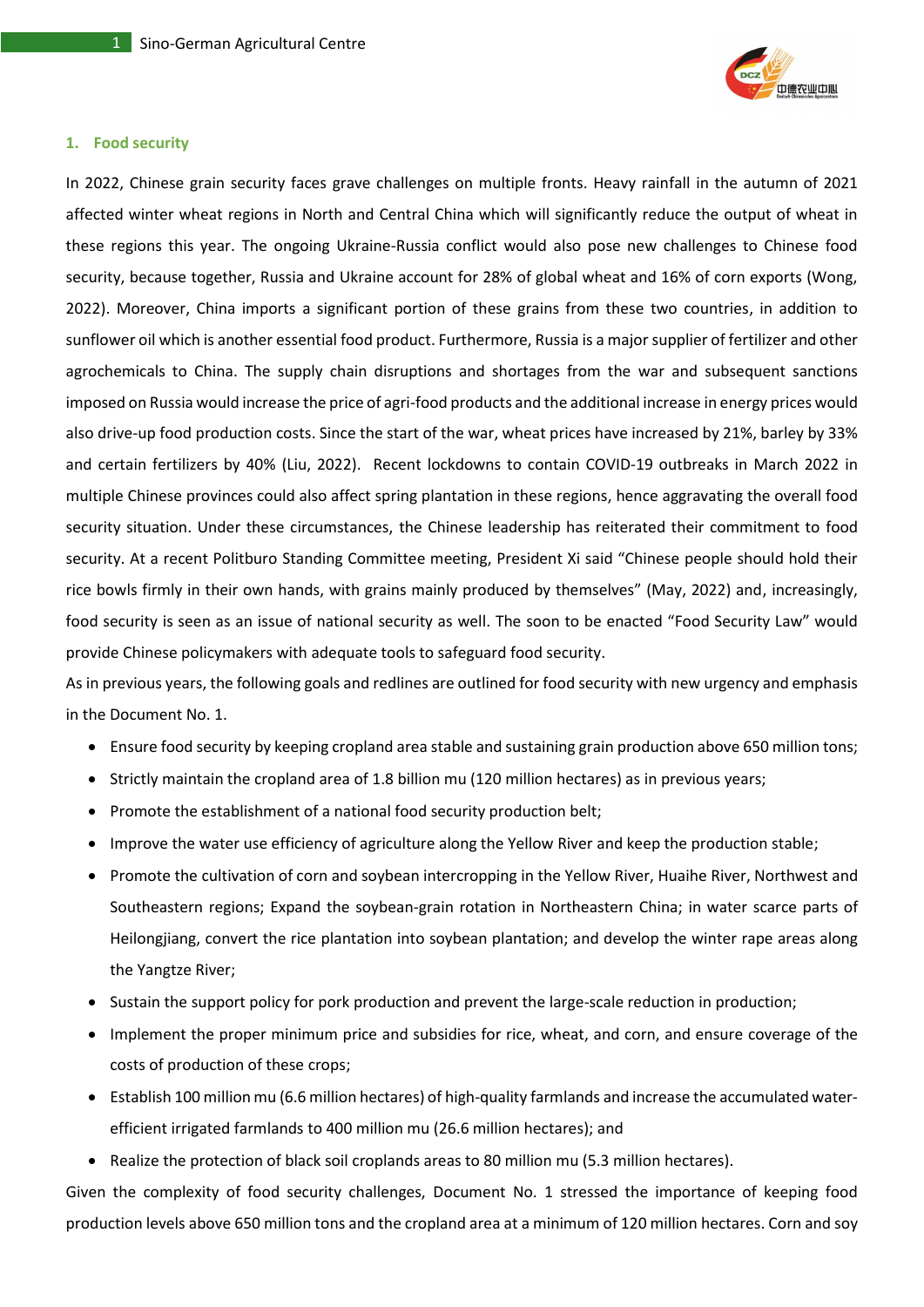## 1. Food security

In 2022, Chinese grain security faces grave challenges on multiple fronts. Heavy rainfall in the autumn of 2021 affected winter wheat regions in North and Central China which will significantly reduce the output of wheat in these regions this year. The ongoing Ukraine-Russia conflict would also pose new challenges to Chinese food security, because together, Russia and Ukraine account for 28% of global wheat and 16% of corn exports (Wong, 2022). Moreover, China imports a significant portion of these grains from these two countries, in addition to sunflower oil which is another essential food product. Furthermore, Russia is a major supplier of fertilizer and other agrochemicals to China. The supply chain disruptions and shortages from the war and subsequent sanctions imposed on Russia would increase the price of agri-food products and the additional increase in energy prices would also drive-up food production costs. Since the start of the war, wheat prices have increased by 21%, barley by 33% and certain fertilizers by 40% (Liu, 2022). Recent lockdowns to contain COVID-19 outbreaks in March 2022 in multiple Chinese provinces could also affect spring plantation in these regions, hence aggravating the overall food security situation. Under these circumstances, the Chinese leadership has reiterated their commitment to food security. At a recent Politburo Standing Committee meeting, President Xi said "Chinese people should hold their rice bowls firmly in their own hands, with grains mainly produced by themselves" (May, 2022) and, increasingly, food security is seen as an issue of national security as well. The soon to be enacted "Food Security Law" would provide Chinese policymakers with adequate tools to safeguard food security.

As in previous years, the following goals and redlines are outlined for food security with new urgency and emphasis in the Document No. 1.

- Ensure food security by keeping cropland area stable and sustaining grain production above 650 million tons;
- Strictly maintain the cropland area of 1.8 billion mu (120 million hectares) as in previous years;
- Promote the establishment of a national food security production belt;
- Improve the water use efficiency of agriculture along the Yellow River and keep the production stable;
- Promote the cultivation of corn and soybean intercropping in the Yellow River, Huaihe River, Northwest and Southeastern regions; Expand the soybean-grain rotation in Northeastern China; in water scarce parts of Heilongjiang, convert the rice plantation into soybean plantation; and develop the winter rape areas along the Yangtze River;
- Sustain the support policy for pork production and prevent the large-scale reduction in production;
- Implement the proper minimum price and subsidies for rice, wheat, and corn, and ensure coverage of the costs of production of these crops;
- Establish 100 million mu (6.6 million hectares) of high-quality farmlands and increase the accumulated water-efficient irrigated farmlands to 400 million mu (26.6 million hectares); and
- Realize the protection of black soil croplands areas to 80 million mu (5.3 million hectares).

Given the complexity of food security challenges, Document No. 1 stressed the importance of keeping food production levels above 650 million tons and the cropland area at a minimum of 120 million hectares. Corn and soy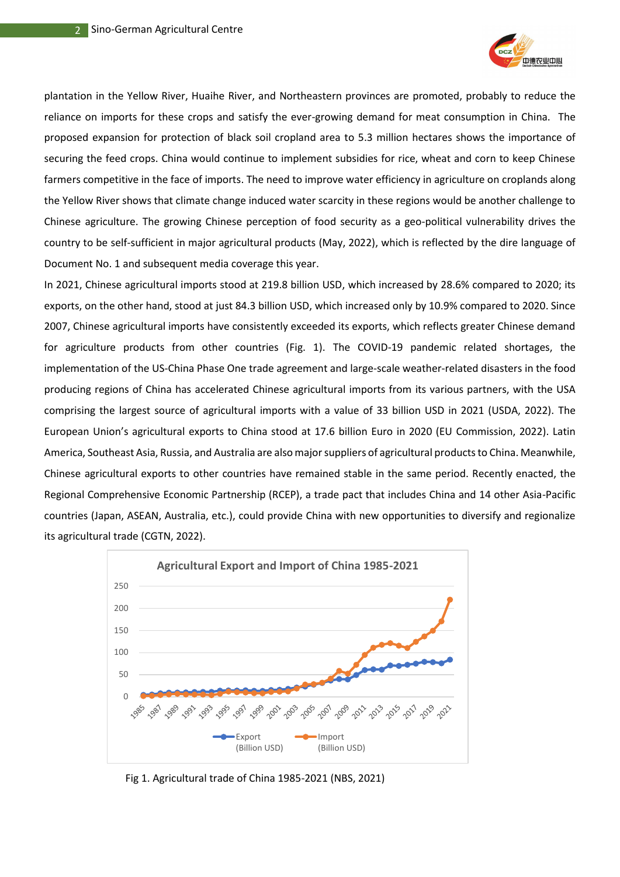plantation in the Yellow River, Huaihe River, and Northeastern provinces are promoted, probably to reduce the reliance on imports for these crops and satisfy the ever-growing demand for meat consumption in China. The proposed expansion for protection of black soil cropland area to 5.3 million hectares shows the importance of securing the feed crops. China would continue to implement subsidies for rice, wheat and corn to keep Chinese farmers competitive in the face of imports. The need to improve water efficiency in agriculture on croplands along the Yellow River shows that climate change induced water scarcity in these regions would be another challenge to Chinese agriculture. The growing Chinese perception of food security as a geo-political vulnerability drives the country to be self-sufficient in major agricultural products (May, 2022), which is reflected by the dire language of Document No. 1 and subsequent media coverage this year.

In 2021, Chinese agricultural imports stood at 219.8 billion USD, which increased by 28.6% compared to 2020; its exports, on the other hand, stood at just 84.3 billion USD, which increased only by 10.9% compared to 2020. Since 2007, Chinese agricultural imports have consistently exceeded its exports, which reflects greater Chinese demand for agriculture products from other countries (Fig. 1). The COVID-19 pandemic related shortages, the implementation of the US-China Phase One trade agreement and large-scale weather-related disasters in the food producing regions of China has accelerated Chinese agricultural imports from its various partners, with the USA comprising the largest source of agricultural imports with a value of 33 billion USD in 2021 (USDA, 2022). The European Union's agricultural exports to China stood at 17.6 billion Euro in 2020 (EU Commission, 2022). Latin America, Southeast Asia, Russia, and Australia are also major suppliers of agricultural products to China. Meanwhile, Chinese agricultural exports to other countries have remained stable in the same period. Recently enacted, the Regional Comprehensive Economic Partnership (RCEP), a trade pact that includes China and 14 other Asia-Pacific countries (Japan, ASEAN, Australia, etc.), could provide China with new opportunities to diversify and regionalize its agricultural trade (CGTN, 2022).

Fig 1. Agricultural trade of China 1985-2021 (NBS, 2021)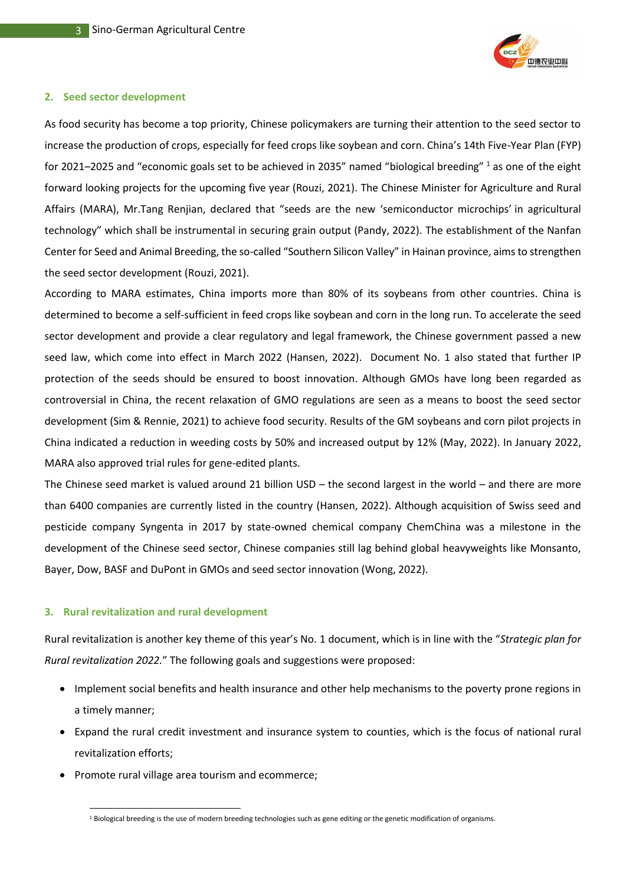## 2. Seed sector development

As food security has become a top priority, Chinese policymakers are turning their attention to the seed sector to increase the production of crops, especially for feed crops like soybean and corn. China's 14th Five-Year Plan (FYP) for 2021–2025 and "economic goals set to be achieved in 2035" named "biological breeding" [1] as one of the eight forward looking projects for the upcoming five year (Rouzi, 2021). The Chinese Minister for Agriculture and Rural Affairs (MARA), Mr.Tang Renjian, declared that "seeds are the new 'semiconductor microchips' in agricultural technology" which shall be instrumental in securing grain output (Pandy, 2022). The establishment of the Nanfan Center for Seed and Animal Breeding, the so-called "Southern Silicon Valley" in Hainan province, aims to strengthen the seed sector development (Rouzi, 2021).

According to MARA estimates, China imports more than 80% of its soybeans from other countries. China is determined to become a self-sufficient in feed crops like soybean and corn in the long run. To accelerate the seed sector development and provide a clear regulatory and legal framework, the Chinese government passed a new seed law, which come into effect in March 2022 (Hansen, 2022). Document No. 1 also stated that further IP protection of the seeds should be ensured to boost innovation. Although GMOs have long been regarded as controversial in China, the recent relaxation of GMO regulations are seen as a means to boost the seed sector development (Sim & Rennie, 2021) to achieve food security. Results of the GM soybeans and corn pilot projects in China indicated a reduction in weeding costs by 50% and increased output by 12% (May, 2022). In January 2022, MARA also approved trial rules for gene-edited plants.

The Chinese seed market is valued around 21 billion USD – the second largest in the world – and there are more than 6400 companies are currently listed in the country (Hansen, 2022). Although acquisition of Swiss seed and pesticide company Syngenta in 2017 by state-owned chemical company ChemChina was a milestone in the development of the Chinese seed sector, Chinese companies still lag behind global heavyweights like Monsanto, Bayer, Dow, BASF and DuPont in GMOs and seed sector innovation (Wong, 2022).

## 3. Rural revitalization and rural development

Rural revitalization is another key theme of this year's No. 1 document, which is in line with the "*Strategic plan for Rural revitalization 2022.*" The following goals and suggestions were proposed:

- Implement social benefits and health insurance and other help mechanisms to the poverty prone regions in a timely manner;
- Expand the rural credit investment and insurance system to counties, which is the focus of national rural revitalization efforts;
- Promote rural village area tourism and ecommerce;

[1] Biological breeding is the use of modern breeding technologies such as gene editing or the genetic modification of organisms.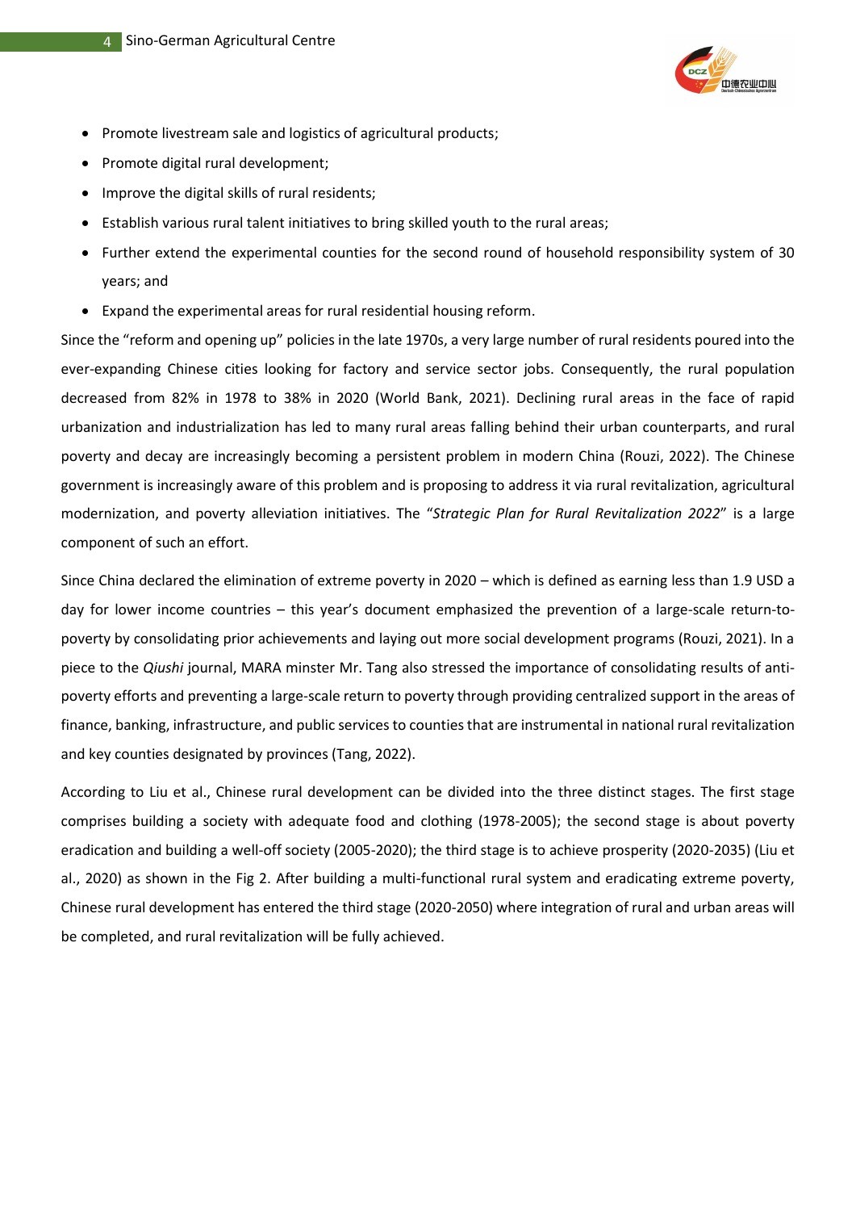- Promote livestream sale and logistics of agricultural products;
- Promote digital rural development;
- Improve the digital skills of rural residents;
- Establish various rural talent initiatives to bring skilled youth to the rural areas;
- Further extend the experimental counties for the second round of household responsibility system of 30 years; and
- Expand the experimental areas for rural residential housing reform.

Since the "reform and opening up" policies in the late 1970s, a very large number of rural residents poured into the ever-expanding Chinese cities looking for factory and service sector jobs. Consequently, the rural population decreased from 82% in 1978 to 38% in 2020 (World Bank, 2021). Declining rural areas in the face of rapid urbanization and industrialization has led to many rural areas falling behind their urban counterparts, and rural poverty and decay are increasingly becoming a persistent problem in modern China (Rouzi, 2022). The Chinese government is increasingly aware of this problem and is proposing to address it via rural revitalization, agricultural modernization, and poverty alleviation initiatives. The "*Strategic Plan for Rural Revitalization 2022*" is a large component of such an effort.

Since China declared the elimination of extreme poverty in 2020 – which is defined as earning less than 1.9 USD a day for lower income countries – this year's document emphasized the prevention of a large-scale return-to-poverty by consolidating prior achievements and laying out more social development programs (Rouzi, 2021). In a piece to the *Qiushi* journal, MARA minster Mr. Tang also stressed the importance of consolidating results of anti-poverty efforts and preventing a large-scale return to poverty through providing centralized support in the areas of finance, banking, infrastructure, and public services to counties that are instrumental in national rural revitalization and key counties designated by provinces (Tang, 2022).

According to Liu et al., Chinese rural development can be divided into the three distinct stages. The first stage comprises building a society with adequate food and clothing (1978-2005); the second stage is about poverty eradication and building a well-off society (2005-2020); the third stage is to achieve prosperity (2020-2035) (Liu et al., 2020) as shown in the Fig 2. After building a multi-functional rural system and eradicating extreme poverty, Chinese rural development has entered the third stage (2020-2050) where integration of rural and urban areas will be completed, and rural revitalization will be fully achieved.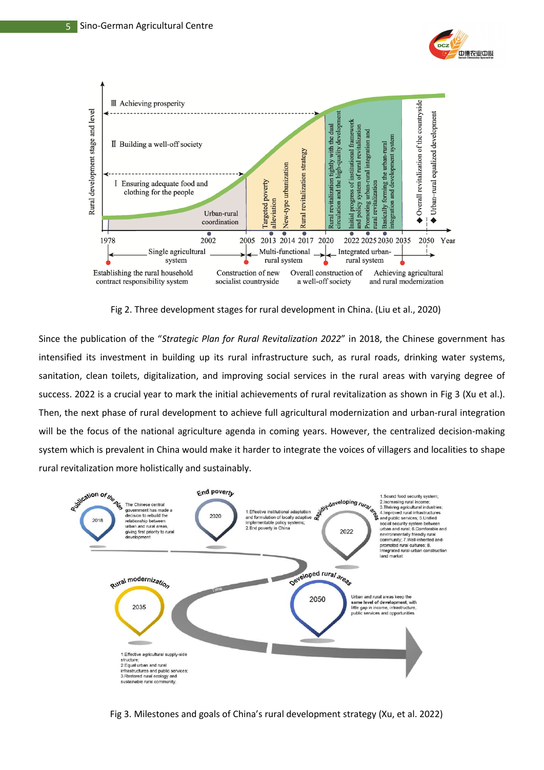Fig 2. Three development stages for rural development in China. (Liu et al., 2020)

Since the publication of the "*Strategic Plan for Rural Revitalization 2022*" in 2018, the Chinese government has intensified its investment in building up its rural infrastructure such, as rural roads, drinking water systems, sanitation, clean toilets, digitalization, and improving social services in the rural areas with varying degree of success. 2022 is a crucial year to mark the initial achievements of rural revitalization as shown in Fig 3 (Xu et al.). Then, the next phase of rural development to achieve full agricultural modernization and urban-rural integration will be the focus of the national agriculture agenda in coming years. However, the centralized decision-making system which is prevalent in China would make it harder to integrate the voices of villagers and localities to shape rural revitalization more holistically and sustainably.

Fig 3. Milestones and goals of China's rural development strategy (Xu, et al. 2022)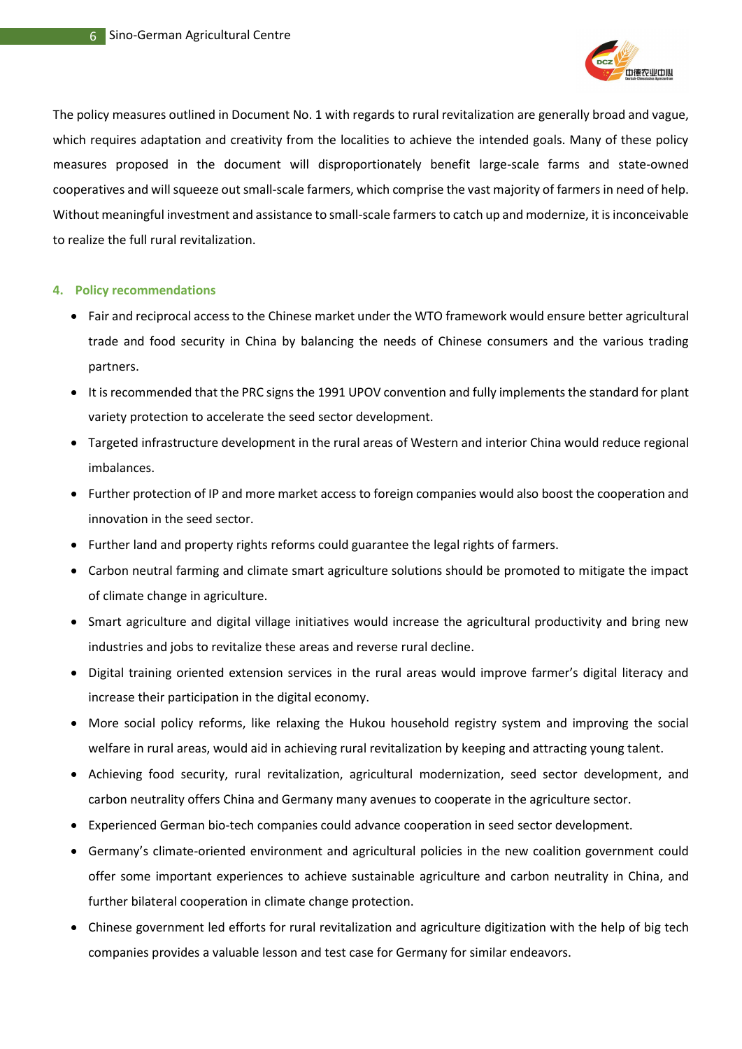The policy measures outlined in Document No. 1 with regards to rural revitalization are generally broad and vague, which requires adaptation and creativity from the localities to achieve the intended goals. Many of these policy measures proposed in the document will disproportionately benefit large-scale farms and state-owned cooperatives and will squeeze out small-scale farmers, which comprise the vast majority of farmers in need of help. Without meaningful investment and assistance to small-scale farmers to catch up and modernize, it is inconceivable to realize the full rural revitalization.

## 4. Policy recommendations

- Fair and reciprocal access to the Chinese market under the WTO framework would ensure better agricultural trade and food security in China by balancing the needs of Chinese consumers and the various trading partners.
- It is recommended that the PRC signs the 1991 UPOV convention and fully implements the standard for plant variety protection to accelerate the seed sector development.
- Targeted infrastructure development in the rural areas of Western and interior China would reduce regional imbalances.
- Further protection of IP and more market access to foreign companies would also boost the cooperation and innovation in the seed sector.
- Further land and property rights reforms could guarantee the legal rights of farmers.
- Carbon neutral farming and climate smart agriculture solutions should be promoted to mitigate the impact of climate change in agriculture.
- Smart agriculture and digital village initiatives would increase the agricultural productivity and bring new industries and jobs to revitalize these areas and reverse rural decline.
- Digital training oriented extension services in the rural areas would improve farmer's digital literacy and increase their participation in the digital economy.
- More social policy reforms, like relaxing the Hukou household registry system and improving the social welfare in rural areas, would aid in achieving rural revitalization by keeping and attracting young talent.
- Achieving food security, rural revitalization, agricultural modernization, seed sector development, and carbon neutrality offers China and Germany many avenues to cooperate in the agriculture sector.
- Experienced German bio-tech companies could advance cooperation in seed sector development.
- Germany's climate-oriented environment and agricultural policies in the new coalition government could offer some important experiences to achieve sustainable agriculture and carbon neutrality in China, and further bilateral cooperation in climate change protection.
- Chinese government led efforts for rural revitalization and agriculture digitization with the help of big tech companies provides a valuable lesson and test case for Germany for similar endeavors.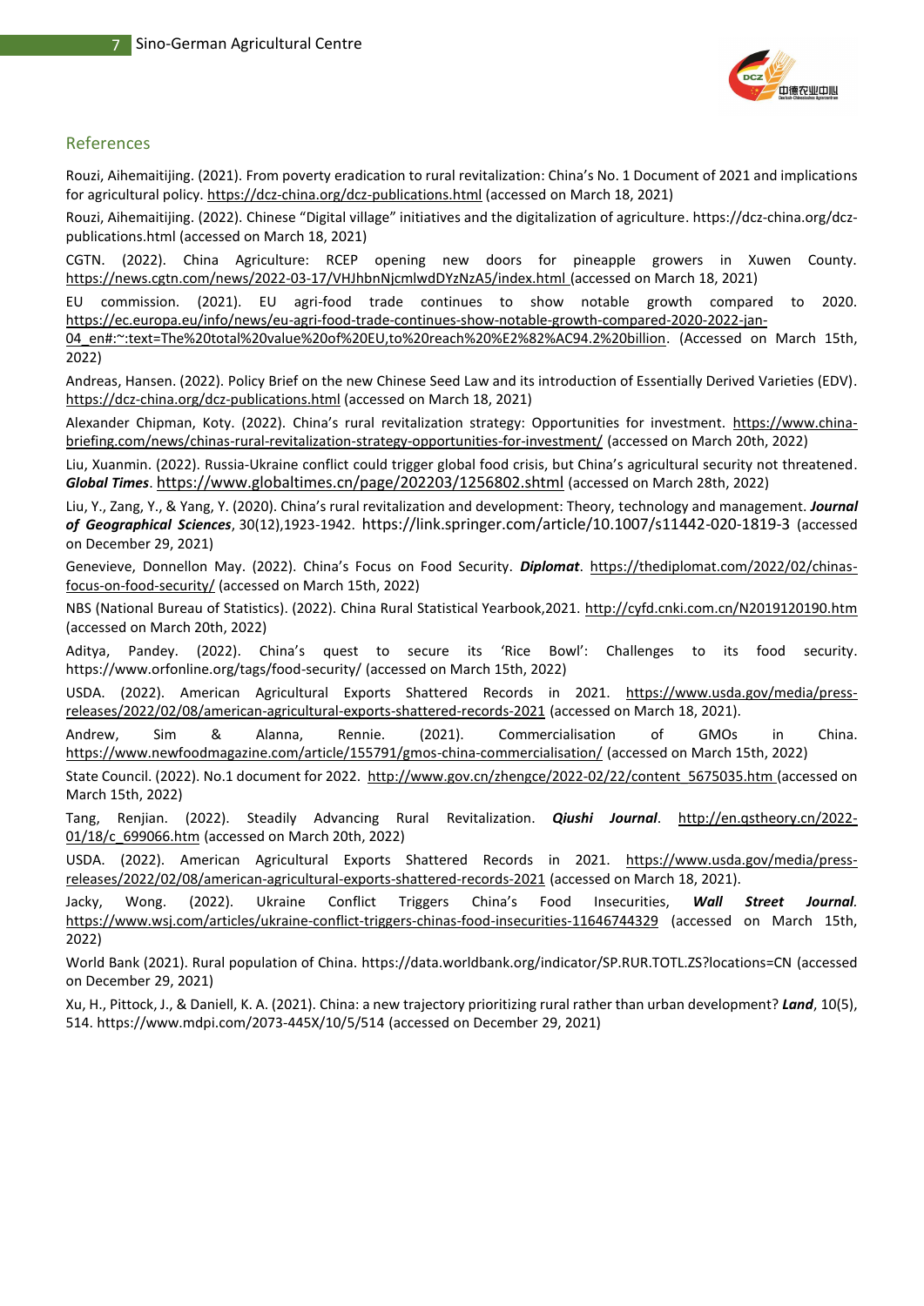## References

Rouzi, Aihemaitijing. (2021). From poverty eradication to rural revitalization: China's No. 1 Document of 2021 and implications for agricultural policy. https://dcz-china.org/dcz-publications.html (accessed on March 18, 2021)

Rouzi, Aihemaitijing. (2022). Chinese "Digital village" initiatives and the digitalization of agriculture. https://dcz-china.org/dcz-publications.html (accessed on March 18, 2021)

CGTN. (2022). China Agriculture: RCEP opening new doors for pineapple growers in Xuwen County. https://news.cgtn.com/news/2022-03-17/VHJhbnNjcmlwdDYzNzA5/index.html (accessed on March 18, 2021)

EU commission. (2021). EU agri-food trade continues to show notable growth compared to 2020. https://ec.europa.eu/info/news/eu-agri-food-trade-continues-show-notable-growth-compared-2020-2022-jan-04_en#:~:text=The%20total%20value%20of%20EU,to%20reach%20%E2%82%AC94.2%20billion. (Accessed on March 15th, 2022)

Andreas, Hansen. (2022). Policy Brief on the new Chinese Seed Law and its introduction of Essentially Derived Varieties (EDV). https://dcz-china.org/dcz-publications.html (accessed on March 18, 2021)

Alexander Chipman, Koty. (2022). China's rural revitalization strategy: Opportunities for investment. https://www.china-briefing.com/news/chinas-rural-revitalization-strategy-opportunities-for-investment/ (accessed on March 20th, 2022)

Liu, Xuanmin. (2022). Russia-Ukraine conflict could trigger global food crisis, but China's agricultural security not threatened. ***Global Times***. https://www.globaltimes.cn/page/202203/1256802.shtml (accessed on March 28th, 2022)

Liu, Y., Zang, Y., & Yang, Y. (2020). China's rural revitalization and development: Theory, technology and management. ***Journal of Geographical Sciences***, 30(12),1923-1942. https://link.springer.com/article/10.1007/s11442-020-1819-3 (accessed on December 29, 2021)

Genevieve, Donnellon May. (2022). China's Focus on Food Security. ***Diplomat***. https://thediplomat.com/2022/02/chinas-focus-on-food-security/ (accessed on March 15th, 2022)

NBS (National Bureau of Statistics). (2022). China Rural Statistical Yearbook,2021. http://cyfd.cnki.com.cn/N2019120190.htm (accessed on March 20th, 2022)

Aditya, Pandey. (2022). China's quest to secure its 'Rice Bowl': Challenges to its food security. https://www.orfonline.org/tags/food-security/ (accessed on March 15th, 2022)

USDA. (2022). American Agricultural Exports Shattered Records in 2021. https://www.usda.gov/media/press-releases/2022/02/08/american-agricultural-exports-shattered-records-2021 (accessed on March 18, 2021).

Andrew, Sim & Alanna, Rennie. (2021). Commercialisation of GMOs in China. https://www.newfoodmagazine.com/article/155791/gmos-china-commercialisation/ (accessed on March 15th, 2022)

State Council. (2022). No.1 document for 2022. http://www.gov.cn/zhengce/2022-02/22/content_5675035.htm (accessed on March 15th, 2022)

Tang, Renjian. (2022). Steadily Advancing Rural Revitalization. ***Qiushi Journal***. http://en.qstheory.cn/2022-01/18/c_699066.htm (accessed on March 20th, 2022)

USDA. (2022). American Agricultural Exports Shattered Records in 2021. https://www.usda.gov/media/press-releases/2022/02/08/american-agricultural-exports-shattered-records-2021 (accessed on March 18, 2021).

Jacky, Wong. (2022). Ukraine Conflict Triggers China's Food Insecurities, ***Wall Street Journal***. https://www.wsj.com/articles/ukraine-conflict-triggers-chinas-food-insecurities-11646744329 (accessed on March 15th, 2022)

World Bank (2021). Rural population of China. https://data.worldbank.org/indicator/SP.RUR.TOTL.ZS?locations=CN (accessed on December 29, 2021)

Xu, H., Pittock, J., & Daniell, K. A. (2021). China: a new trajectory prioritizing rural rather than urban development? ***Land***, 10(5), 514. https://www.mdpi.com/2073-445X/10/5/514 (accessed on December 29, 2021)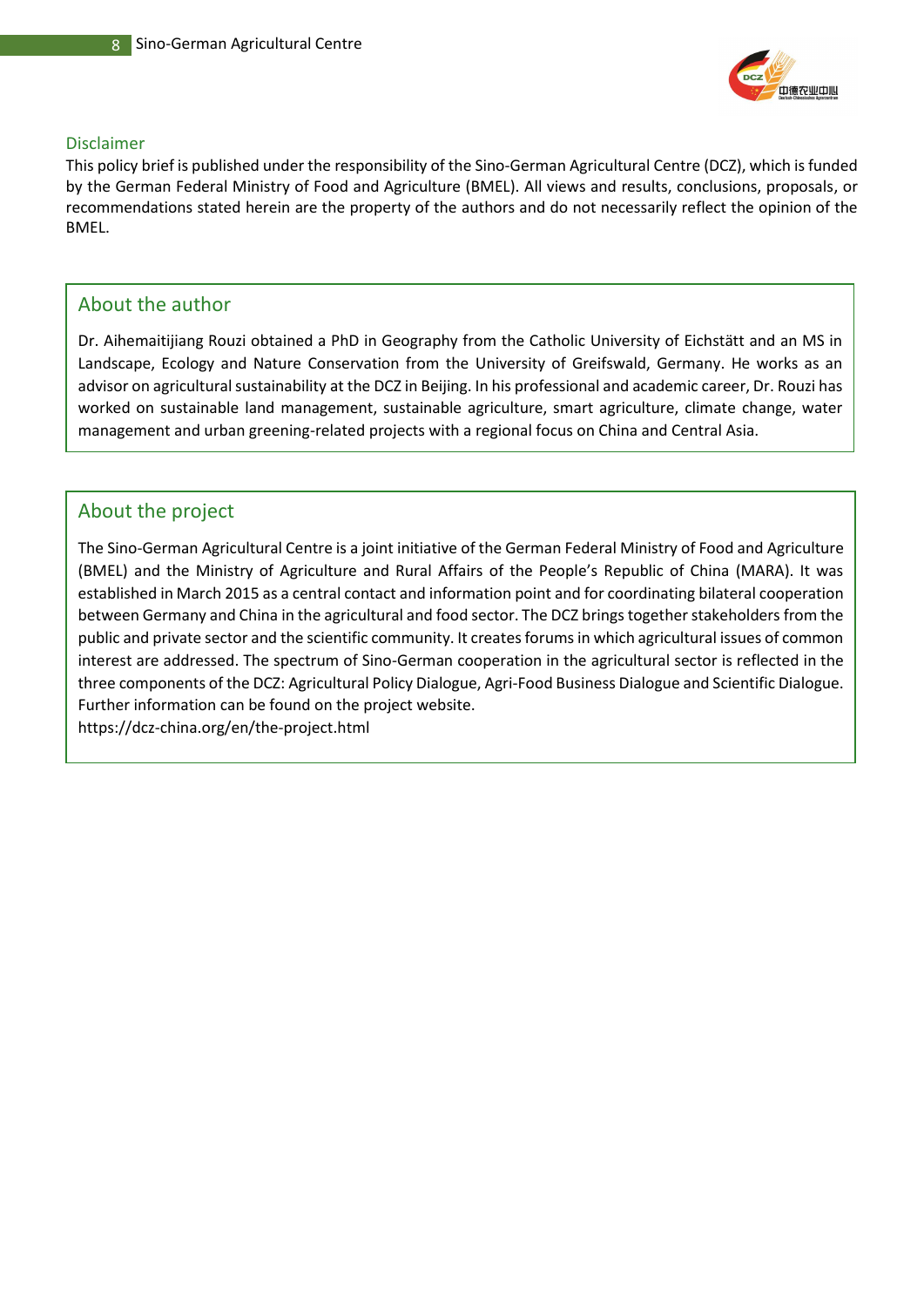## Disclaimer

This policy brief is published under the responsibility of the Sino-German Agricultural Centre (DCZ), which is funded by the German Federal Ministry of Food and Agriculture (BMEL). All views and results, conclusions, proposals, or recommendations stated herein are the property of the authors and do not necessarily reflect the opinion of the BMEL.

## About the author

Dr. Aihemaitijiang Rouzi obtained a PhD in Geography from the Catholic University of Eichstätt and an MS in Landscape, Ecology and Nature Conservation from the University of Greifswald, Germany. He works as an advisor on agricultural sustainability at the DCZ in Beijing. In his professional and academic career, Dr. Rouzi has worked on sustainable land management, sustainable agriculture, smart agriculture, climate change, water management and urban greening-related projects with a regional focus on China and Central Asia.

## About the project

The Sino-German Agricultural Centre is a joint initiative of the German Federal Ministry of Food and Agriculture (BMEL) and the Ministry of Agriculture and Rural Affairs of the People's Republic of China (MARA). It was established in March 2015 as a central contact and information point and for coordinating bilateral cooperation between Germany and China in the agricultural and food sector. The DCZ brings together stakeholders from the public and private sector and the scientific community. It creates forums in which agricultural issues of common interest are addressed. The spectrum of Sino-German cooperation in the agricultural sector is reflected in the three components of the DCZ: Agricultural Policy Dialogue, Agri-Food Business Dialogue and Scientific Dialogue. Further information can be found on the project website.
https://dcz-china.org/en/the-project.html